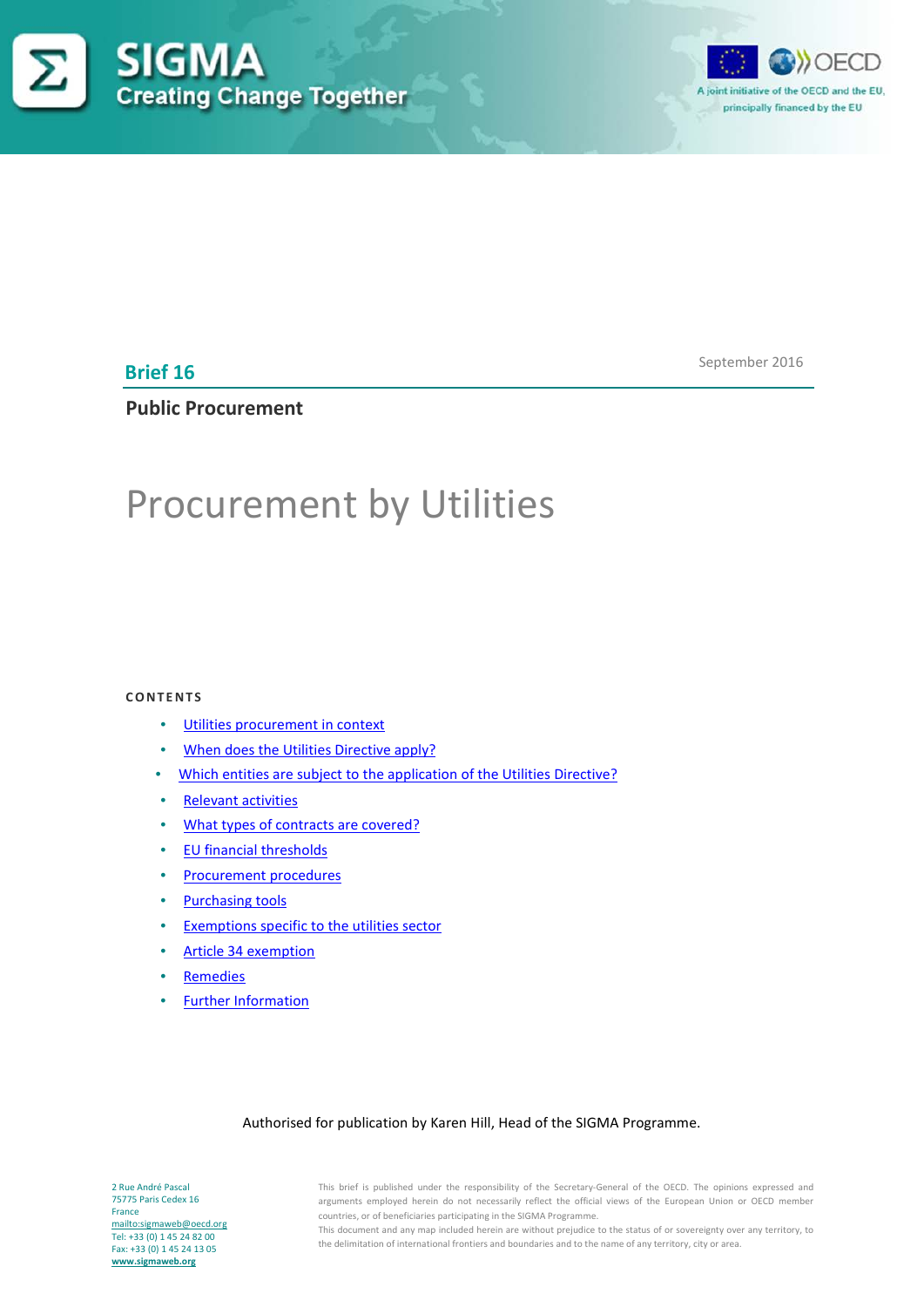SIGMA

Creating Change Together

A joint initiative of the OECD and the EU, principally financed by the EU

**Brief 16**

September 2016

## Public Procurement

# Procurement by Utilities

**CONTENTS**

- Utilities procurement in context
- When does the Utilities Directive apply?
- Which entities are subject to the application of the Utilities Directive?
- Relevant activities
- What types of contracts are covered?
- EU financial thresholds
- Procurement procedures
- Purchasing tools
- Exemptions specific to the utilities sector
- Article 34 exemption
- Remedies
- Further Information

Authorised for publication by Karen Hill, Head of the SIGMA Programme.

2 Rue André Pascal
75775 Paris Cedex 16
France
mailto:sigmaweb@oecd.org
Tel: +33 (0) 1 45 24 82 00
Fax: +33 (0) 1 45 24 13 05
www.sigmaweb.org

This brief is published under the responsibility of the Secretary-General of the OECD. The opinions expressed and arguments employed herein do not necessarily reflect the official views of the European Union or OECD member countries, or of beneficiaries participating in the SIGMA Programme.
This document and any map included herein are without prejudice to the status of or sovereignty over any territory, to the delimitation of international frontiers and boundaries and to the name of any territory, city or area.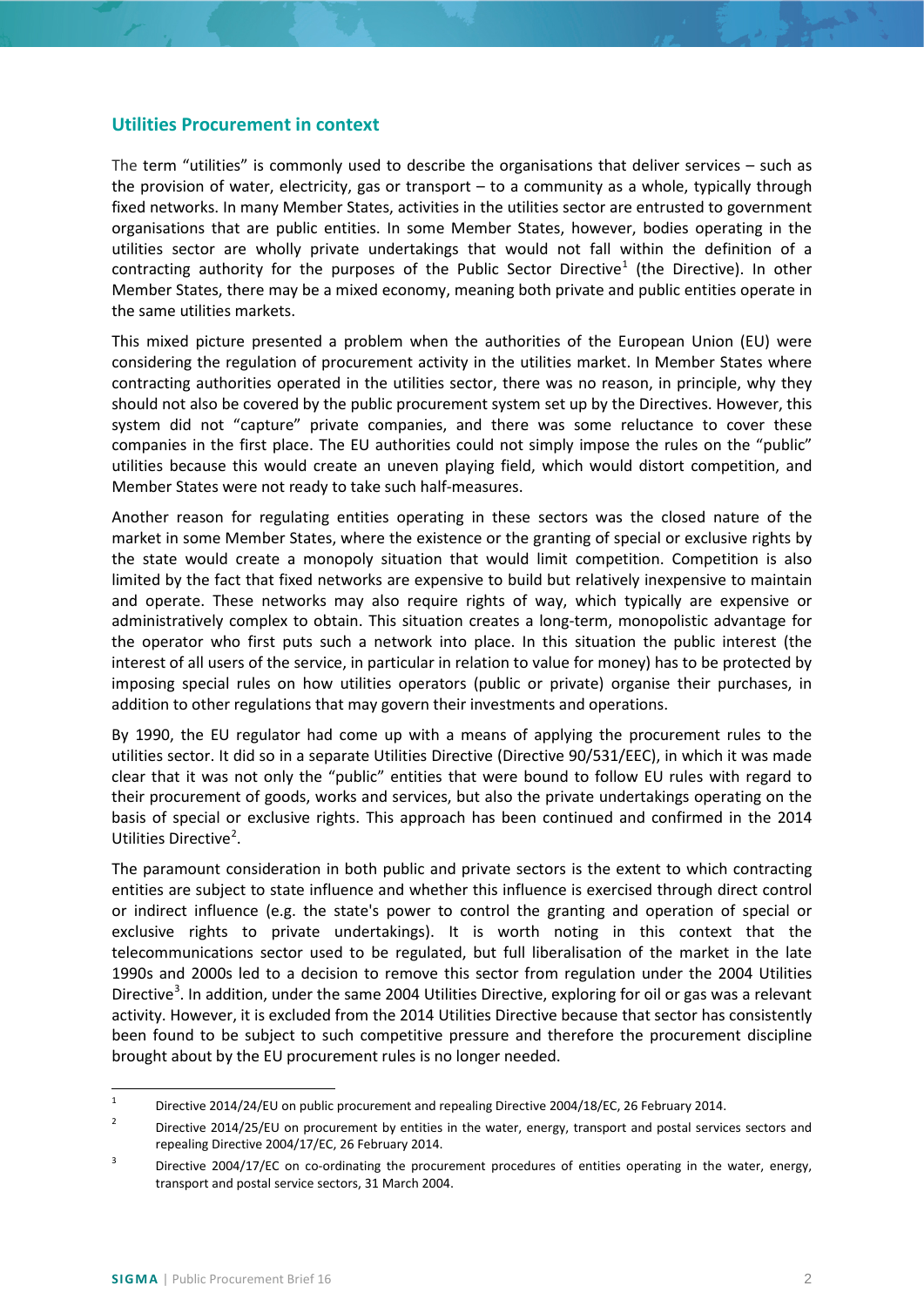## Utilities Procurement in context

The term “utilities” is commonly used to describe the organisations that deliver services – such as the provision of water, electricity, gas or transport – to a community as a whole, typically through fixed networks. In many Member States, activities in the utilities sector are entrusted to government organisations that are public entities. In some Member States, however, bodies operating in the utilities sector are wholly private undertakings that would not fall within the definition of a contracting authority for the purposes of the Public Sector Directive[1] (the Directive). In other Member States, there may be a mixed economy, meaning both private and public entities operate in the same utilities markets.

This mixed picture presented a problem when the authorities of the European Union (EU) were considering the regulation of procurement activity in the utilities market. In Member States where contracting authorities operated in the utilities sector, there was no reason, in principle, why they should not also be covered by the public procurement system set up by the Directives. However, this system did not “capture” private companies, and there was some reluctance to cover these companies in the first place. The EU authorities could not simply impose the rules on the “public” utilities because this would create an uneven playing field, which would distort competition, and Member States were not ready to take such half-measures.

Another reason for regulating entities operating in these sectors was the closed nature of the market in some Member States, where the existence or the granting of special or exclusive rights by the state would create a monopoly situation that would limit competition. Competition is also limited by the fact that fixed networks are expensive to build but relatively inexpensive to maintain and operate. These networks may also require rights of way, which typically are expensive or administratively complex to obtain. This situation creates a long-term, monopolistic advantage for the operator who first puts such a network into place. In this situation the public interest (the interest of all users of the service, in particular in relation to value for money) has to be protected by imposing special rules on how utilities operators (public or private) organise their purchases, in addition to other regulations that may govern their investments and operations.

By 1990, the EU regulator had come up with a means of applying the procurement rules to the utilities sector. It did so in a separate Utilities Directive (Directive 90/531/EEC), in which it was made clear that it was not only the “public” entities that were bound to follow EU rules with regard to their procurement of goods, works and services, but also the private undertakings operating on the basis of special or exclusive rights. This approach has been continued and confirmed in the 2014 Utilities Directive[2].

The paramount consideration in both public and private sectors is the extent to which contracting entities are subject to state influence and whether this influence is exercised through direct control or indirect influence (e.g. the state's power to control the granting and operation of special or exclusive rights to private undertakings). It is worth noting in this context that the telecommunications sector used to be regulated, but full liberalisation of the market in the late 1990s and 2000s led to a decision to remove this sector from regulation under the 2004 Utilities Directive[3]. In addition, under the same 2004 Utilities Directive, exploring for oil or gas was a relevant activity. However, it is excluded from the 2014 Utilities Directive because that sector has consistently been found to be subject to such competitive pressure and therefore the procurement discipline brought about by the EU procurement rules is no longer needed.

---

[1] Directive 2014/24/EU on public procurement and repealing Directive 2004/18/EC, 26 February 2014.

[2] Directive 2014/25/EU on procurement by entities in the water, energy, transport and postal services sectors and repealing Directive 2004/17/EC, 26 February 2014.

[3] Directive 2004/17/EC on co-ordinating the procurement procedures of entities operating in the water, energy, transport and postal service sectors, 31 March 2004.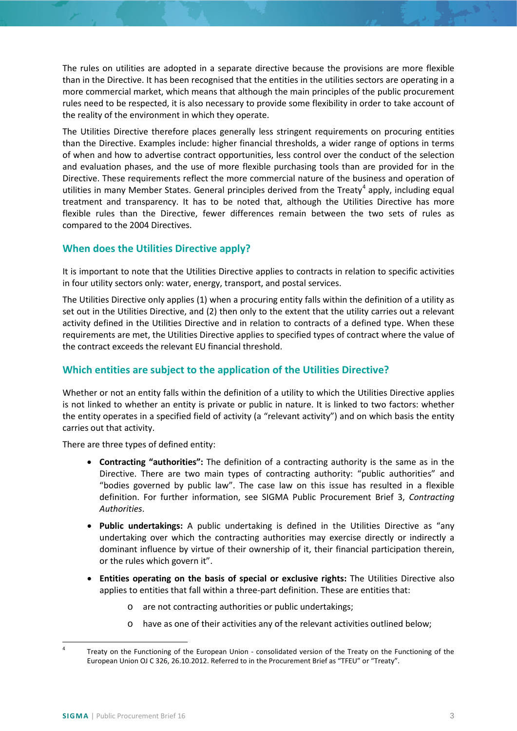The rules on utilities are adopted in a separate directive because the provisions are more flexible than in the Directive. It has been recognised that the entities in the utilities sectors are operating in a more commercial market, which means that although the main principles of the public procurement rules need to be respected, it is also necessary to provide some flexibility in order to take account of the reality of the environment in which they operate.

The Utilities Directive therefore places generally less stringent requirements on procuring entities than the Directive. Examples include: higher financial thresholds, a wider range of options in terms of when and how to advertise contract opportunities, less control over the conduct of the selection and evaluation phases, and the use of more flexible purchasing tools than are provided for in the Directive. These requirements reflect the more commercial nature of the business and operation of utilities in many Member States. General principles derived from the Treaty[4] apply, including equal treatment and transparency. It has to be noted that, although the Utilities Directive has more flexible rules than the Directive, fewer differences remain between the two sets of rules as compared to the 2004 Directives.

## When does the Utilities Directive apply?

It is important to note that the Utilities Directive applies to contracts in relation to specific activities in four utility sectors only: water, energy, transport, and postal services.

The Utilities Directive only applies (1) when a procuring entity falls within the definition of a utility as set out in the Utilities Directive, and (2) then only to the extent that the utility carries out a relevant activity defined in the Utilities Directive and in relation to contracts of a defined type. When these requirements are met, the Utilities Directive applies to specified types of contract where the value of the contract exceeds the relevant EU financial threshold.

## Which entities are subject to the application of the Utilities Directive?

Whether or not an entity falls within the definition of a utility to which the Utilities Directive applies is not linked to whether an entity is private or public in nature. It is linked to two factors: whether the entity operates in a specified field of activity (a "relevant activity") and on which basis the entity carries out that activity.

There are three types of defined entity:

- **Contracting "authorities":** The definition of a contracting authority is the same as in the Directive. There are two main types of contracting authority: "public authorities" and "bodies governed by public law". The case law on this issue has resulted in a flexible definition. For further information, see SIGMA Public Procurement Brief 3, *Contracting Authorities*.
- **Public undertakings:** A public undertaking is defined in the Utilities Directive as "any undertaking over which the contracting authorities may exercise directly or indirectly a dominant influence by virtue of their ownership of it, their financial participation therein, or the rules which govern it".
- **Entities operating on the basis of special or exclusive rights:** The Utilities Directive also applies to entities that fall within a three-part definition. These are entities that:
  - are not contracting authorities or public undertakings;
  - have as one of their activities any of the relevant activities outlined below;

[4] Treaty on the Functioning of the European Union - consolidated version of the Treaty on the Functioning of the European Union OJ C 326, 26.10.2012. Referred to in the Procurement Brief as "TFEU" or "Treaty".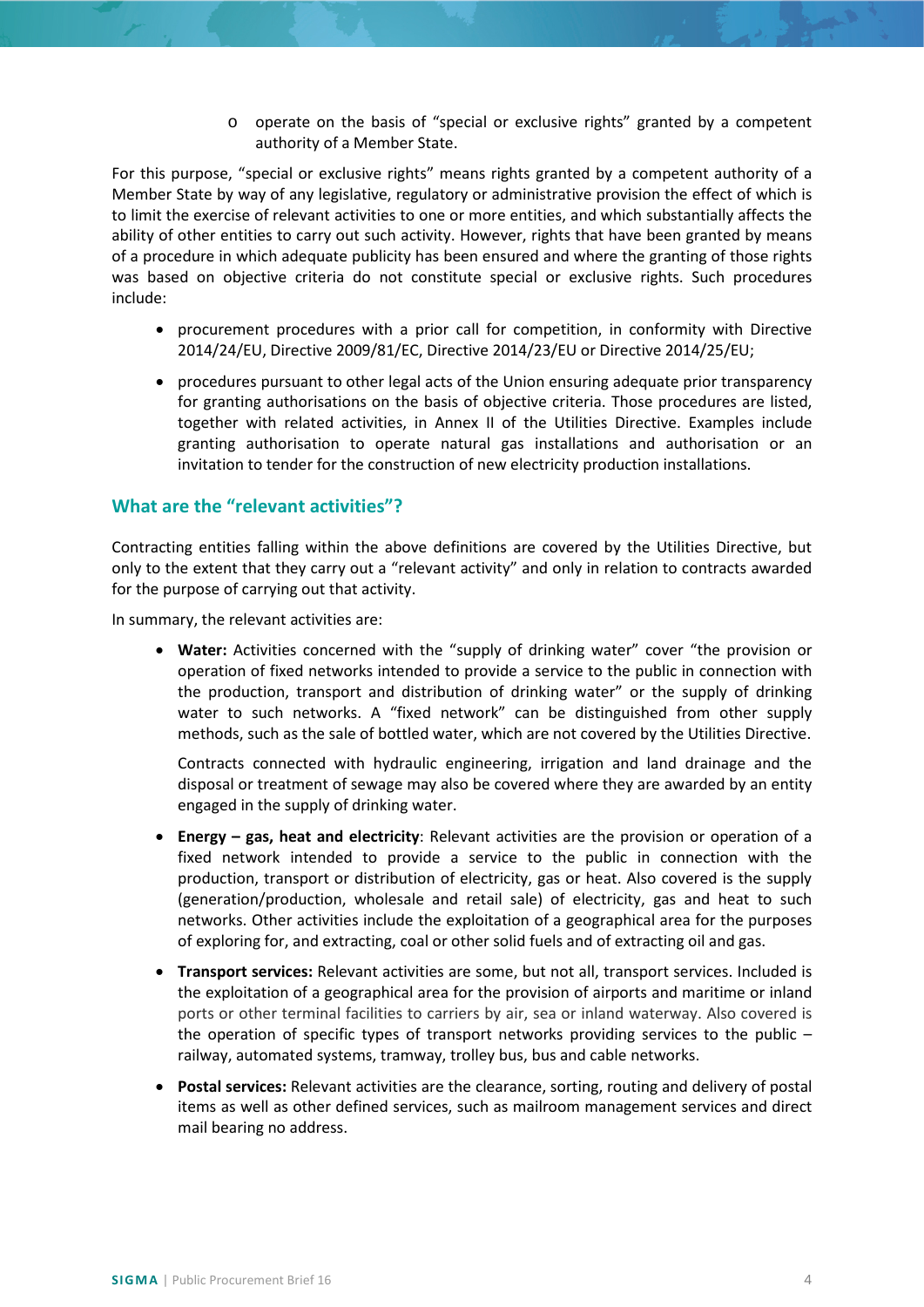- operate on the basis of "special or exclusive rights" granted by a competent authority of a Member State.

For this purpose, "special or exclusive rights" means rights granted by a competent authority of a Member State by way of any legislative, regulatory or administrative provision the effect of which is to limit the exercise of relevant activities to one or more entities, and which substantially affects the ability of other entities to carry out such activity. However, rights that have been granted by means of a procedure in which adequate publicity has been ensured and where the granting of those rights was based on objective criteria do not constitute special or exclusive rights. Such procedures include:

- procurement procedures with a prior call for competition, in conformity with Directive 2014/24/EU, Directive 2009/81/EC, Directive 2014/23/EU or Directive 2014/25/EU;
- procedures pursuant to other legal acts of the Union ensuring adequate prior transparency for granting authorisations on the basis of objective criteria. Those procedures are listed, together with related activities, in Annex II of the Utilities Directive. Examples include granting authorisation to operate natural gas installations and authorisation or an invitation to tender for the construction of new electricity production installations.

## What are the "relevant activities"?

Contracting entities falling within the above definitions are covered by the Utilities Directive, but only to the extent that they carry out a "relevant activity" and only in relation to contracts awarded for the purpose of carrying out that activity.

In summary, the relevant activities are:

- **Water:** Activities concerned with the "supply of drinking water" cover "the provision or operation of fixed networks intended to provide a service to the public in connection with the production, transport and distribution of drinking water" or the supply of drinking water to such networks. A "fixed network" can be distinguished from other supply methods, such as the sale of bottled water, which are not covered by the Utilities Directive.

  Contracts connected with hydraulic engineering, irrigation and land drainage and the disposal or treatment of sewage may also be covered where they are awarded by an entity engaged in the supply of drinking water.

- **Energy – gas, heat and electricity**: Relevant activities are the provision or operation of a fixed network intended to provide a service to the public in connection with the production, transport or distribution of electricity, gas or heat. Also covered is the supply (generation/production, wholesale and retail sale) of electricity, gas and heat to such networks. Other activities include the exploitation of a geographical area for the purposes of exploring for, and extracting, coal or other solid fuels and of extracting oil and gas.
- **Transport services:** Relevant activities are some, but not all, transport services. Included is the exploitation of a geographical area for the provision of airports and maritime or inland ports or other terminal facilities to carriers by air, sea or inland waterway. Also covered is the operation of specific types of transport networks providing services to the public – railway, automated systems, tramway, trolley bus, bus and cable networks.
- **Postal services:** Relevant activities are the clearance, sorting, routing and delivery of postal items as well as other defined services, such as mailroom management services and direct mail bearing no address.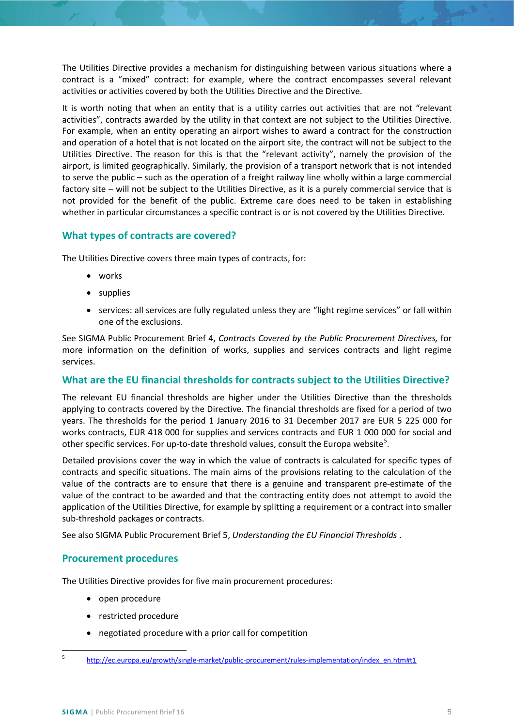The Utilities Directive provides a mechanism for distinguishing between various situations where a contract is a "mixed" contract: for example, where the contract encompasses several relevant activities or activities covered by both the Utilities Directive and the Directive.

It is worth noting that when an entity that is a utility carries out activities that are not "relevant activities", contracts awarded by the utility in that context are not subject to the Utilities Directive. For example, when an entity operating an airport wishes to award a contract for the construction and operation of a hotel that is not located on the airport site, the contract will not be subject to the Utilities Directive. The reason for this is that the "relevant activity", namely the provision of the airport, is limited geographically. Similarly, the provision of a transport network that is not intended to serve the public – such as the operation of a freight railway line wholly within a large commercial factory site – will not be subject to the Utilities Directive, as it is a purely commercial service that is not provided for the benefit of the public. Extreme care does need to be taken in establishing whether in particular circumstances a specific contract is or is not covered by the Utilities Directive.

## What types of contracts are covered?

The Utilities Directive covers three main types of contracts, for:

- works
- supplies
- services: all services are fully regulated unless they are "light regime services" or fall within one of the exclusions.

See SIGMA Public Procurement Brief 4, *Contracts Covered by the Public Procurement Directives,* for more information on the definition of works, supplies and services contracts and light regime services.

## What are the EU financial thresholds for contracts subject to the Utilities Directive?

The relevant EU financial thresholds are higher under the Utilities Directive than the thresholds applying to contracts covered by the Directive. The financial thresholds are fixed for a period of two years. The thresholds for the period 1 January 2016 to 31 December 2017 are EUR 5 225 000 for works contracts, EUR 418 000 for supplies and services contracts and EUR 1 000 000 for social and other specific services. For up-to-date threshold values, consult the Europa website[5].

Detailed provisions cover the way in which the value of contracts is calculated for specific types of contracts and specific situations. The main aims of the provisions relating to the calculation of the value of the contracts are to ensure that there is a genuine and transparent pre-estimate of the value of the contract to be awarded and that the contracting entity does not attempt to avoid the application of the Utilities Directive, for example by splitting a requirement or a contract into smaller sub-threshold packages or contracts.

See also SIGMA Public Procurement Brief 5, *Understanding the EU Financial Thresholds* .

## Procurement procedures

The Utilities Directive provides for five main procurement procedures:

- open procedure
- restricted procedure
- negotiated procedure with a prior call for competition

[5] http://ec.europa.eu/growth/single-market/public-procurement/rules-implementation/index_en.htm#t1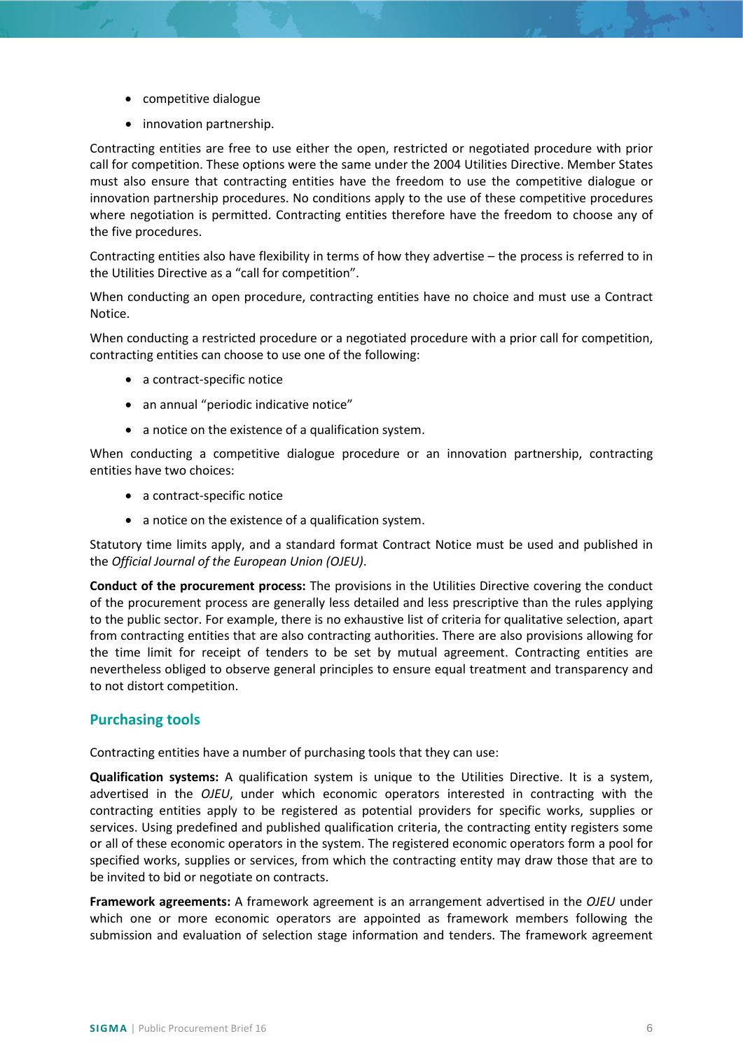- competitive dialogue
- innovation partnership.

Contracting entities are free to use either the open, restricted or negotiated procedure with prior call for competition. These options were the same under the 2004 Utilities Directive. Member States must also ensure that contracting entities have the freedom to use the competitive dialogue or innovation partnership procedures. No conditions apply to the use of these competitive procedures where negotiation is permitted. Contracting entities therefore have the freedom to choose any of the five procedures.

Contracting entities also have flexibility in terms of how they advertise – the process is referred to in the Utilities Directive as a "call for competition".

When conducting an open procedure, contracting entities have no choice and must use a Contract Notice.

When conducting a restricted procedure or a negotiated procedure with a prior call for competition, contracting entities can choose to use one of the following:

- a contract-specific notice
- an annual "periodic indicative notice"
- a notice on the existence of a qualification system.

When conducting a competitive dialogue procedure or an innovation partnership, contracting entities have two choices:

- a contract-specific notice
- a notice on the existence of a qualification system.

Statutory time limits apply, and a standard format Contract Notice must be used and published in the *Official Journal of the European Union (OJEU)*.

**Conduct of the procurement process:** The provisions in the Utilities Directive covering the conduct of the procurement process are generally less detailed and less prescriptive than the rules applying to the public sector. For example, there is no exhaustive list of criteria for qualitative selection, apart from contracting entities that are also contracting authorities. There are also provisions allowing for the time limit for receipt of tenders to be set by mutual agreement. Contracting entities are nevertheless obliged to observe general principles to ensure equal treatment and transparency and to not distort competition.

## Purchasing tools

Contracting entities have a number of purchasing tools that they can use:

**Qualification systems:** A qualification system is unique to the Utilities Directive. It is a system, advertised in the *OJEU*, under which economic operators interested in contracting with the contracting entities apply to be registered as potential providers for specific works, supplies or services. Using predefined and published qualification criteria, the contracting entity registers some or all of these economic operators in the system. The registered economic operators form a pool for specified works, supplies or services, from which the contracting entity may draw those that are to be invited to bid or negotiate on contracts.

**Framework agreements:** A framework agreement is an arrangement advertised in the *OJEU* under which one or more economic operators are appointed as framework members following the submission and evaluation of selection stage information and tenders. The framework agreement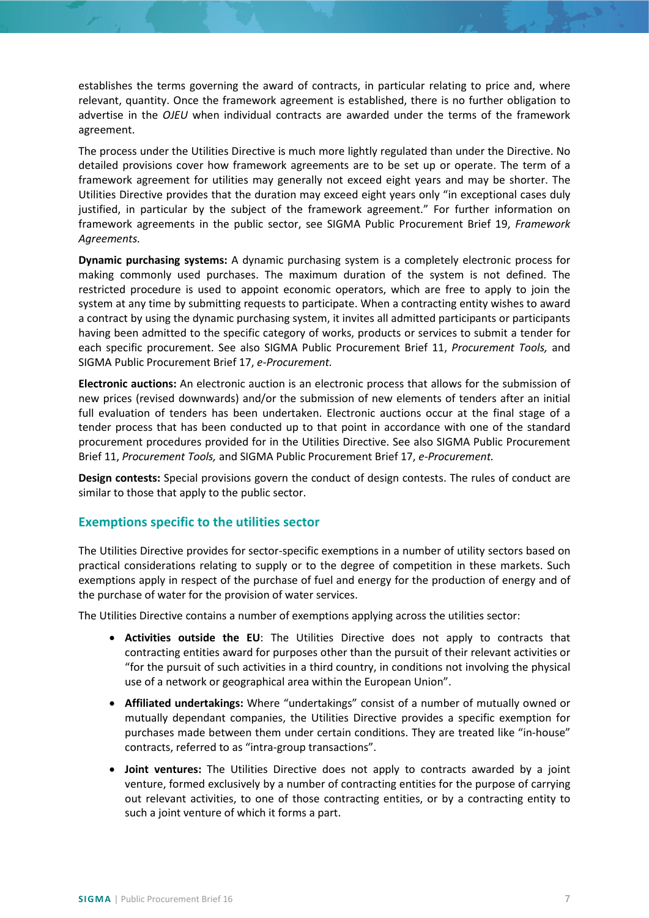establishes the terms governing the award of contracts, in particular relating to price and, where relevant, quantity. Once the framework agreement is established, there is no further obligation to advertise in the *OJEU* when individual contracts are awarded under the terms of the framework agreement.

The process under the Utilities Directive is much more lightly regulated than under the Directive. No detailed provisions cover how framework agreements are to be set up or operate. The term of a framework agreement for utilities may generally not exceed eight years and may be shorter. The Utilities Directive provides that the duration may exceed eight years only "in exceptional cases duly justified, in particular by the subject of the framework agreement." For further information on framework agreements in the public sector, see SIGMA Public Procurement Brief 19, *Framework Agreements.*

**Dynamic purchasing systems:** A dynamic purchasing system is a completely electronic process for making commonly used purchases. The maximum duration of the system is not defined. The restricted procedure is used to appoint economic operators, which are free to apply to join the system at any time by submitting requests to participate. When a contracting entity wishes to award a contract by using the dynamic purchasing system, it invites all admitted participants or participants having been admitted to the specific category of works, products or services to submit a tender for each specific procurement. See also SIGMA Public Procurement Brief 11, *Procurement Tools,* and SIGMA Public Procurement Brief 17, *e-Procurement.*

**Electronic auctions:** An electronic auction is an electronic process that allows for the submission of new prices (revised downwards) and/or the submission of new elements of tenders after an initial full evaluation of tenders has been undertaken. Electronic auctions occur at the final stage of a tender process that has been conducted up to that point in accordance with one of the standard procurement procedures provided for in the Utilities Directive. See also SIGMA Public Procurement Brief 11, *Procurement Tools,* and SIGMA Public Procurement Brief 17, *e-Procurement.*

**Design contests:** Special provisions govern the conduct of design contests. The rules of conduct are similar to those that apply to the public sector.

## Exemptions specific to the utilities sector

The Utilities Directive provides for sector-specific exemptions in a number of utility sectors based on practical considerations relating to supply or to the degree of competition in these markets. Such exemptions apply in respect of the purchase of fuel and energy for the production of energy and of the purchase of water for the provision of water services.

The Utilities Directive contains a number of exemptions applying across the utilities sector:

- **Activities outside the EU**: The Utilities Directive does not apply to contracts that contracting entities award for purposes other than the pursuit of their relevant activities or "for the pursuit of such activities in a third country, in conditions not involving the physical use of a network or geographical area within the European Union".
- **Affiliated undertakings:** Where "undertakings" consist of a number of mutually owned or mutually dependant companies, the Utilities Directive provides a specific exemption for purchases made between them under certain conditions. They are treated like "in-house" contracts, referred to as "intra-group transactions".
- **Joint ventures:** The Utilities Directive does not apply to contracts awarded by a joint venture, formed exclusively by a number of contracting entities for the purpose of carrying out relevant activities, to one of those contracting entities, or by a contracting entity to such a joint venture of which it forms a part.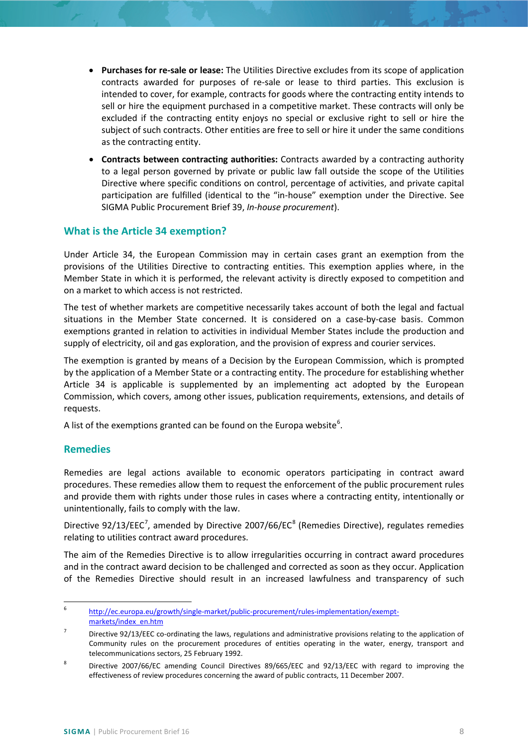- **Purchases for re-sale or lease:** The Utilities Directive excludes from its scope of application contracts awarded for purposes of re-sale or lease to third parties. This exclusion is intended to cover, for example, contracts for goods where the contracting entity intends to sell or hire the equipment purchased in a competitive market. These contracts will only be excluded if the contracting entity enjoys no special or exclusive right to sell or hire the subject of such contracts. Other entities are free to sell or hire it under the same conditions as the contracting entity.
- **Contracts between contracting authorities:** Contracts awarded by a contracting authority to a legal person governed by private or public law fall outside the scope of the Utilities Directive where specific conditions on control, percentage of activities, and private capital participation are fulfilled (identical to the "in-house" exemption under the Directive. See SIGMA Public Procurement Brief 39, *In-house procurement*).

## What is the Article 34 exemption?

Under Article 34, the European Commission may in certain cases grant an exemption from the provisions of the Utilities Directive to contracting entities. This exemption applies where, in the Member State in which it is performed, the relevant activity is directly exposed to competition and on a market to which access is not restricted.

The test of whether markets are competitive necessarily takes account of both the legal and factual situations in the Member State concerned. It is considered on a case-by-case basis. Common exemptions granted in relation to activities in individual Member States include the production and supply of electricity, oil and gas exploration, and the provision of express and courier services.

The exemption is granted by means of a Decision by the European Commission, which is prompted by the application of a Member State or a contracting entity. The procedure for establishing whether Article 34 is applicable is supplemented by an implementing act adopted by the European Commission, which covers, among other issues, publication requirements, extensions, and details of requests.

A list of the exemptions granted can be found on the Europa website[6].

## Remedies

Remedies are legal actions available to economic operators participating in contract award procedures. These remedies allow them to request the enforcement of the public procurement rules and provide them with rights under those rules in cases where a contracting entity, intentionally or unintentionally, fails to comply with the law.

Directive 92/13/EEC[7], amended by Directive 2007/66/EC[8] (Remedies Directive), regulates remedies relating to utilities contract award procedures.

The aim of the Remedies Directive is to allow irregularities occurring in contract award procedures and in the contract award decision to be challenged and corrected as soon as they occur. Application of the Remedies Directive should result in an increased lawfulness and transparency of such

---

[6] http://ec.europa.eu/growth/single-market/public-procurement/rules-implementation/exempt-markets/index_en.htm

[7] Directive 92/13/EEC co-ordinating the laws, regulations and administrative provisions relating to the application of Community rules on the procurement procedures of entities operating in the water, energy, transport and telecommunications sectors, 25 February 1992.

[8] Directive 2007/66/EC amending Council Directives 89/665/EEC and 92/13/EEC with regard to improving the effectiveness of review procedures concerning the award of public contracts, 11 December 2007.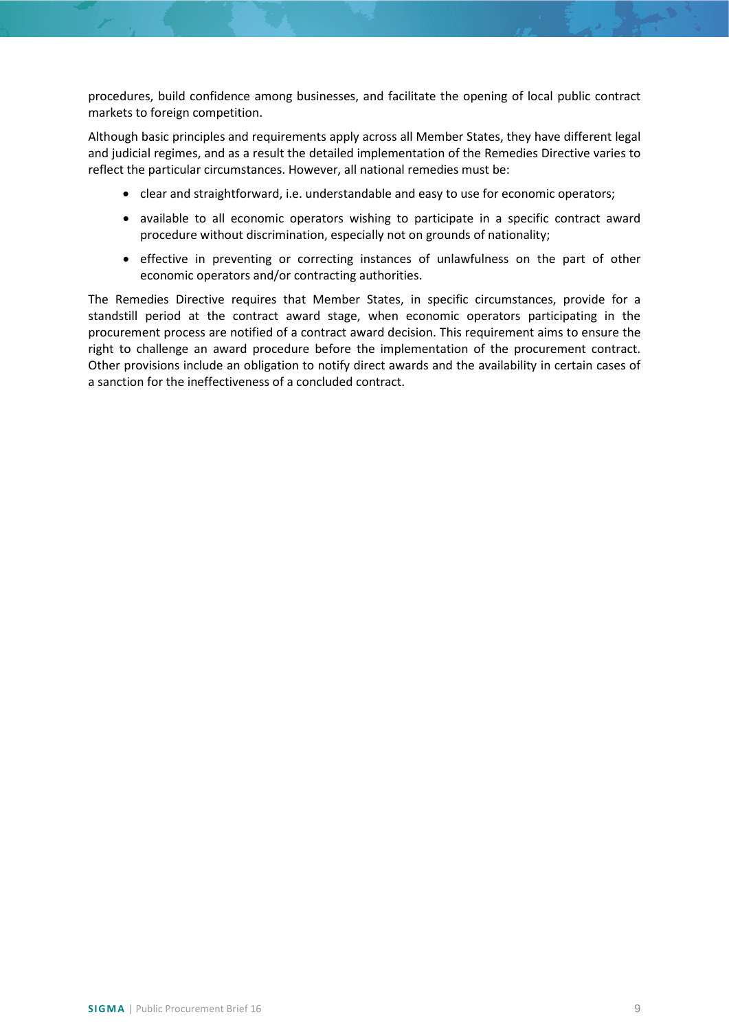procedures, build confidence among businesses, and facilitate the opening of local public contract markets to foreign competition.

Although basic principles and requirements apply across all Member States, they have different legal and judicial regimes, and as a result the detailed implementation of the Remedies Directive varies to reflect the particular circumstances. However, all national remedies must be:

- clear and straightforward, i.e. understandable and easy to use for economic operators;
- available to all economic operators wishing to participate in a specific contract award procedure without discrimination, especially not on grounds of nationality;
- effective in preventing or correcting instances of unlawfulness on the part of other economic operators and/or contracting authorities.

The Remedies Directive requires that Member States, in specific circumstances, provide for a standstill period at the contract award stage, when economic operators participating in the procurement process are notified of a contract award decision. This requirement aims to ensure the right to challenge an award procedure before the implementation of the procurement contract. Other provisions include an obligation to notify direct awards and the availability in certain cases of a sanction for the ineffectiveness of a concluded contract.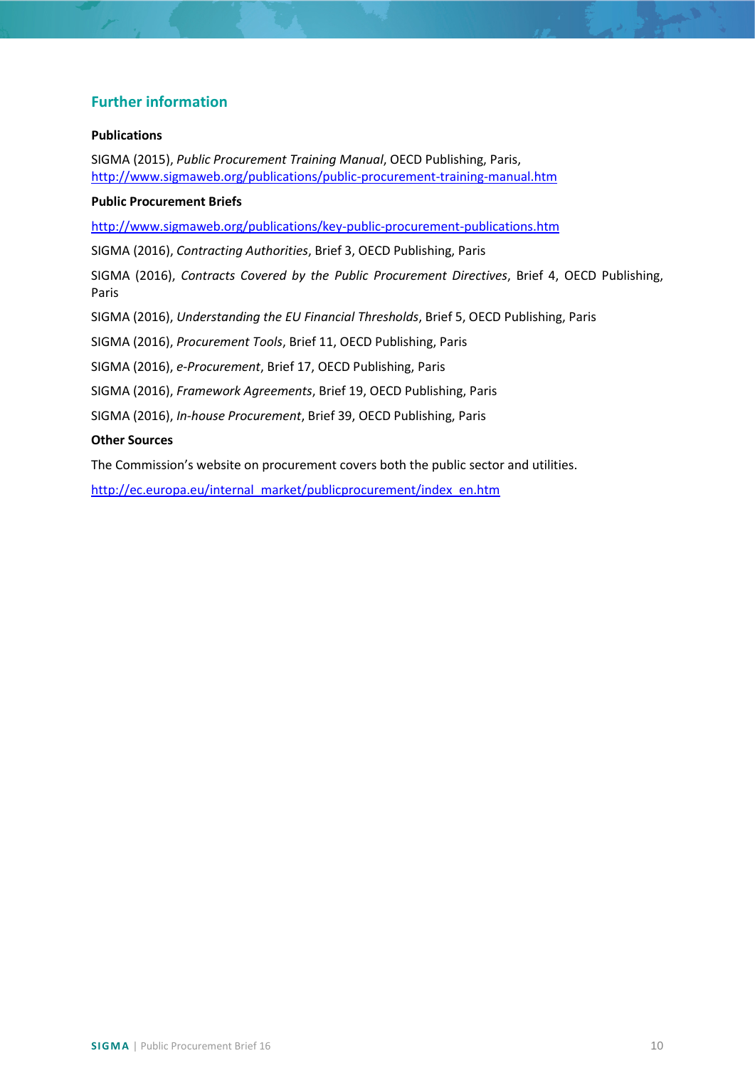## Further information

**Publications**

SIGMA (2015), *Public Procurement Training Manual*, OECD Publishing, Paris, http://www.sigmaweb.org/publications/public-procurement-training-manual.htm

**Public Procurement Briefs**

http://www.sigmaweb.org/publications/key-public-procurement-publications.htm

SIGMA (2016), *Contracting Authorities*, Brief 3, OECD Publishing, Paris

SIGMA (2016), *Contracts Covered by the Public Procurement Directives*, Brief 4, OECD Publishing, Paris

SIGMA (2016), *Understanding the EU Financial Thresholds*, Brief 5, OECD Publishing, Paris

SIGMA (2016), *Procurement Tools*, Brief 11, OECD Publishing, Paris

SIGMA (2016), *e-Procurement*, Brief 17, OECD Publishing, Paris

SIGMA (2016), *Framework Agreements*, Brief 19, OECD Publishing, Paris

SIGMA (2016), *In-house Procurement*, Brief 39, OECD Publishing, Paris

**Other Sources**

The Commission's website on procurement covers both the public sector and utilities.

http://ec.europa.eu/internal_market/publicprocurement/index_en.htm